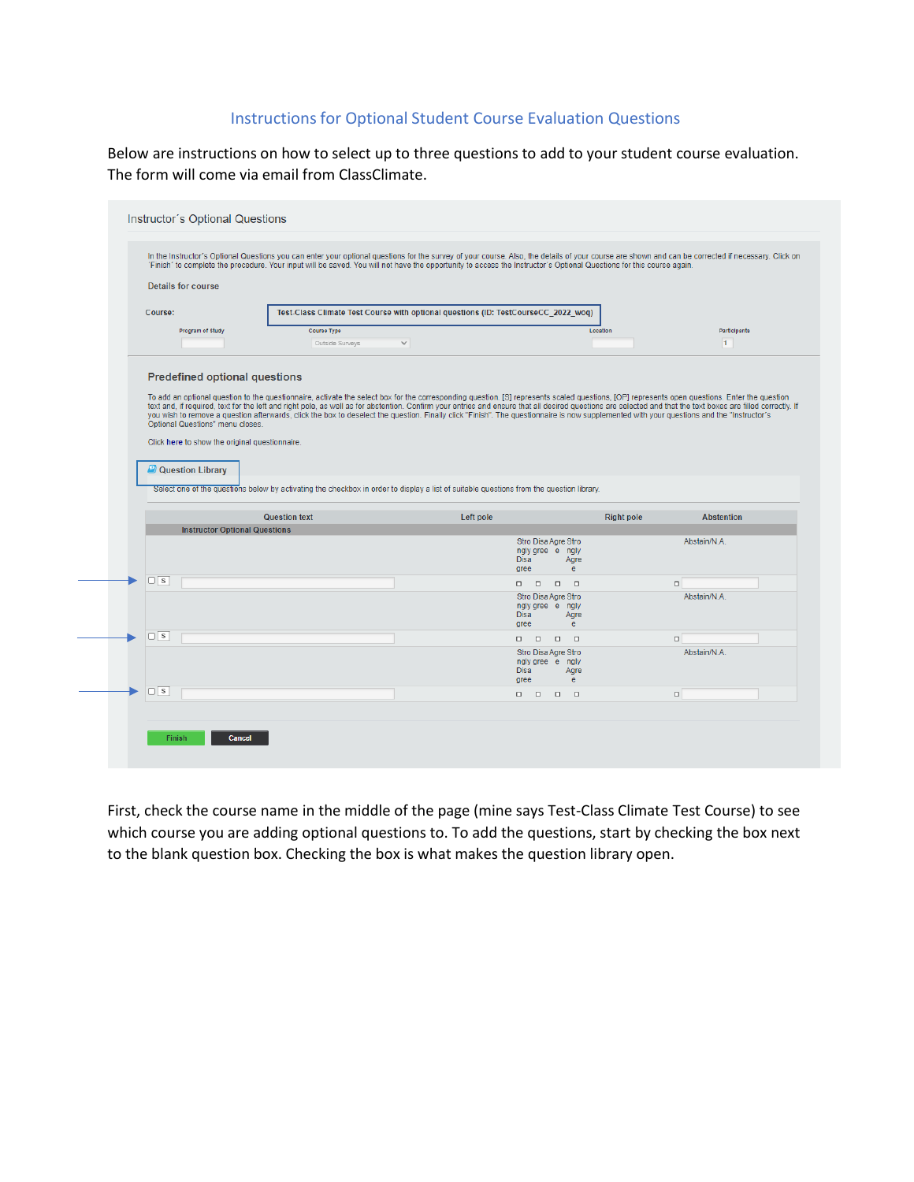# Instructions for Optional Student Course Evaluation Questions

Below are instructions on how to select up to three questions to add to your student course evaluation. The form will come via email from ClassClimate.

Instructor´s Optional Questions

In the Instructor's Optional Questions you can enter your optional questions for the survey of your course. Also, the details of your course are shown and can be corrected if necessary. Click on 'Finish' to complete the procedure. Your input will be saved. You will not have the opportunity to access the Instructor's Optional Questions for this course again.

Details for course

Course: Test.Class Climate Test Course with optional questions (ID: TestCourseCC_2022_woq)

Program of study | Course Type: Outside Surveys | Location | Participants: 1

## Predefined optional questions

To add an optional question to the questionnaire, activate the select box for the corresponding question. [S] represents scaled questions, [OP] represents open questions. Enter the question text and, if required, text for the left and right pole, as well as for abstention. Confirm your entries and ensure that all desired questions are selected and that the text boxes are filled correctly. If you wish to remove a question afterwards, click the box to deselect the question. Finally click "Finish". The questionnaire is now supplemented with your questions and the "Instructor's Optional Questions" menu closes.

Click here to show the original questionnaire.

Question Library

Select one of the questions below by activating the checkbox in order to display a list of suitable questions from the question library.

| | Question text | Left pole | Right pole | Abstention |
|---|---|---|---|---|
| | Instructor Optional Questions | | | |
| | | Strongly Disagree, Disagree, Agree, Strongly Agree | | Abstain/N.A. |
| ☐ S | | ☐ ☐ ☐ ☐ | | ☐ |
| | | Strongly Disagree, Disagree, Agree, Strongly Agree | | Abstain/N.A. |
| ☐ S | | ☐ ☐ ☐ ☐ | | ☐ |
| | | Strongly Disagree, Disagree, Agree, Strongly Agree | | Abstain/N.A. |
| ☐ S | | ☐ ☐ ☐ ☐ | | ☐ |

Finish | Cancel

First, check the course name in the middle of the page (mine says Test-Class Climate Test Course) to see which course you are adding optional questions to. To add the questions, start by checking the box next to the blank question box. Checking the box is what makes the question library open.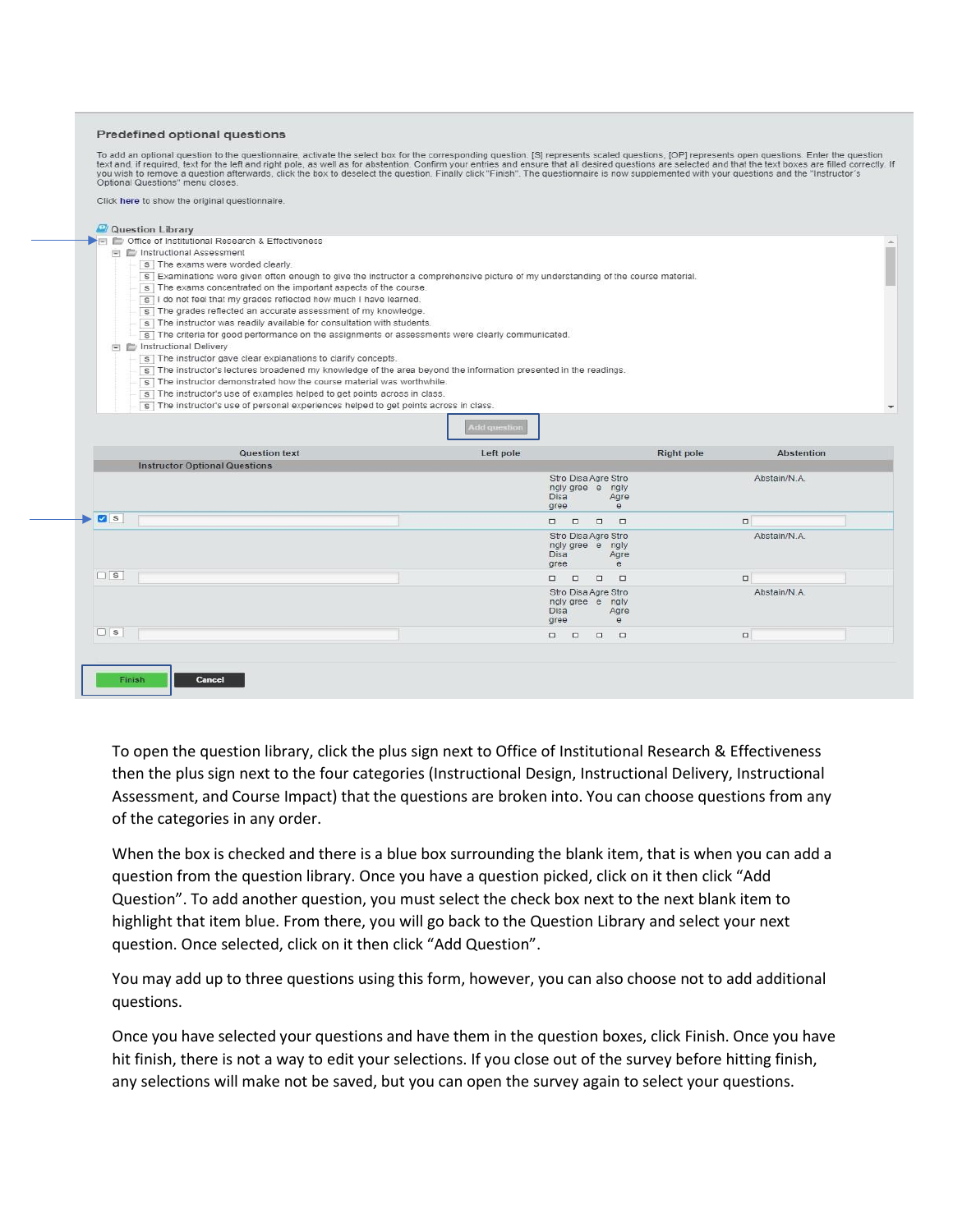**Predefined optional questions**

To add an optional question to the questionnaire, activate the select box for the corresponding question. [S] represents scaled questions, [OP] represents open questions. Enter the question text and, if required, text for the left and right pole, as well as for abstention. Confirm your entries and ensure that all desired questions are selected and that the text boxes are filled correctly. If you wish to remove a question afterwards, click the box to deselect the question. Finally click "Finish". The questionnaire is now supplemented with your questions and the "Instructor's Optional Questions" menu closes.

Click here to show the original questionnaire.

Question Library

- Office of Institutional Research & Effectiveness
  - Instructional Assessment
    - S The exams were worded clearly.
    - S Examinations were given often enough to give the instructor a comprehensive picture of my understanding of the course material.
    - S The exams concentrated on the important aspects of the course.
    - S I do not feel that my grades reflected how much I have learned.
    - S The grades reflected an accurate assessment of my knowledge.
    - S The instructor was readily available for consultation with students.
    - S The criteria for good performance on the assignments or assessments were clearly communicated.
  - Instructional Delivery
    - S The instructor gave clear explanations to clarify concepts.
    - S The instructor's lectures broadened my knowledge of the area beyond the information presented in the readings.
    - S The instructor demonstrated how the course material was worthwhile.
    - S The instructor's use of examples helped to get points across in class.
    - S The instructor's use of personal experiences helped to get points across in class.

Add question

| Question text | Left pole | Right pole | Abstention |
|---|---|---|---|
| **Instructor Optional Questions** | | | |
| | Strongly Disagree / Disagree / Agree / Strongly Agree | | Abstain/N.A. |
| ☑ S | ☐ ☐ ☐ ☐ | | ☐ |
| | Strongly Disagree / Disagree / Agree / Strongly Agree | | Abstain/N.A. |
| ☐ S | ☐ ☐ ☐ ☐ | | ☐ |
| | Strongly Disagree / Disagree / Agree / Strongly Agree | | Abstain/N.A. |
| ☐ S | ☐ ☐ ☐ ☐ | | ☐ |

Finish Cancel

To open the question library, click the plus sign next to Office of Institutional Research & Effectiveness then the plus sign next to the four categories (Instructional Design, Instructional Delivery, Instructional Assessment, and Course Impact) that the questions are broken into. You can choose questions from any of the categories in any order.

When the box is checked and there is a blue box surrounding the blank item, that is when you can add a question from the question library. Once you have a question picked, click on it then click "Add Question". To add another question, you must select the check box next to the next blank item to highlight that item blue. From there, you will go back to the Question Library and select your next question. Once selected, click on it then click "Add Question".

You may add up to three questions using this form, however, you can also choose not to add additional questions.

Once you have selected your questions and have them in the question boxes, click Finish. Once you have hit finish, there is not a way to edit your selections. If you close out of the survey before hitting finish, any selections will make not be saved, but you can open the survey again to select your questions.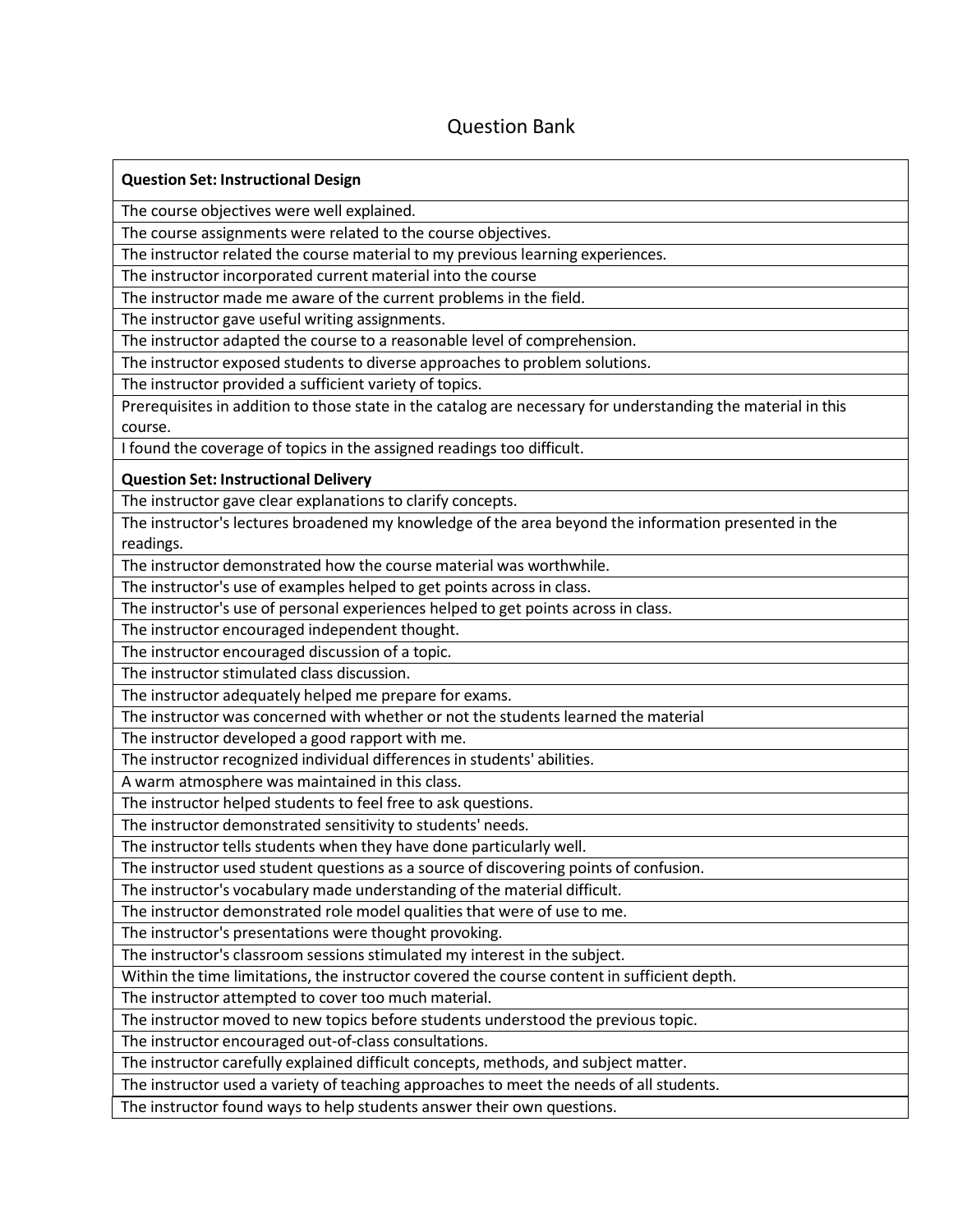# Question Bank

| **Question Set: Instructional Design** |
| --- |
| The course objectives were well explained. |
| The course assignments were related to the course objectives. |
| The instructor related the course material to my previous learning experiences. |
| The instructor incorporated current material into the course |
| The instructor made me aware of the current problems in the field. |
| The instructor gave useful writing assignments. |
| The instructor adapted the course to a reasonable level of comprehension. |
| The instructor exposed students to diverse approaches to problem solutions. |
| The instructor provided a sufficient variety of topics. |
| Prerequisites in addition to those state in the catalog are necessary for understanding the material in this course. |
| I found the coverage of topics in the assigned readings too difficult. |
| **Question Set: Instructional Delivery** |
| The instructor gave clear explanations to clarify concepts. |
| The instructor's lectures broadened my knowledge of the area beyond the information presented in the readings. |
| The instructor demonstrated how the course material was worthwhile. |
| The instructor's use of examples helped to get points across in class. |
| The instructor's use of personal experiences helped to get points across in class. |
| The instructor encouraged independent thought. |
| The instructor encouraged discussion of a topic. |
| The instructor stimulated class discussion. |
| The instructor adequately helped me prepare for exams. |
| The instructor was concerned with whether or not the students learned the material |
| The instructor developed a good rapport with me. |
| The instructor recognized individual differences in students' abilities. |
| A warm atmosphere was maintained in this class. |
| The instructor helped students to feel free to ask questions. |
| The instructor demonstrated sensitivity to students' needs. |
| The instructor tells students when they have done particularly well. |
| The instructor used student questions as a source of discovering points of confusion. |
| The instructor's vocabulary made understanding of the material difficult. |
| The instructor demonstrated role model qualities that were of use to me. |
| The instructor's presentations were thought provoking. |
| The instructor's classroom sessions stimulated my interest in the subject. |
| Within the time limitations, the instructor covered the course content in sufficient depth. |
| The instructor attempted to cover too much material. |
| The instructor moved to new topics before students understood the previous topic. |
| The instructor encouraged out-of-class consultations. |
| The instructor carefully explained difficult concepts, methods, and subject matter. |
| The instructor used a variety of teaching approaches to meet the needs of all students. |
| The instructor found ways to help students answer their own questions. |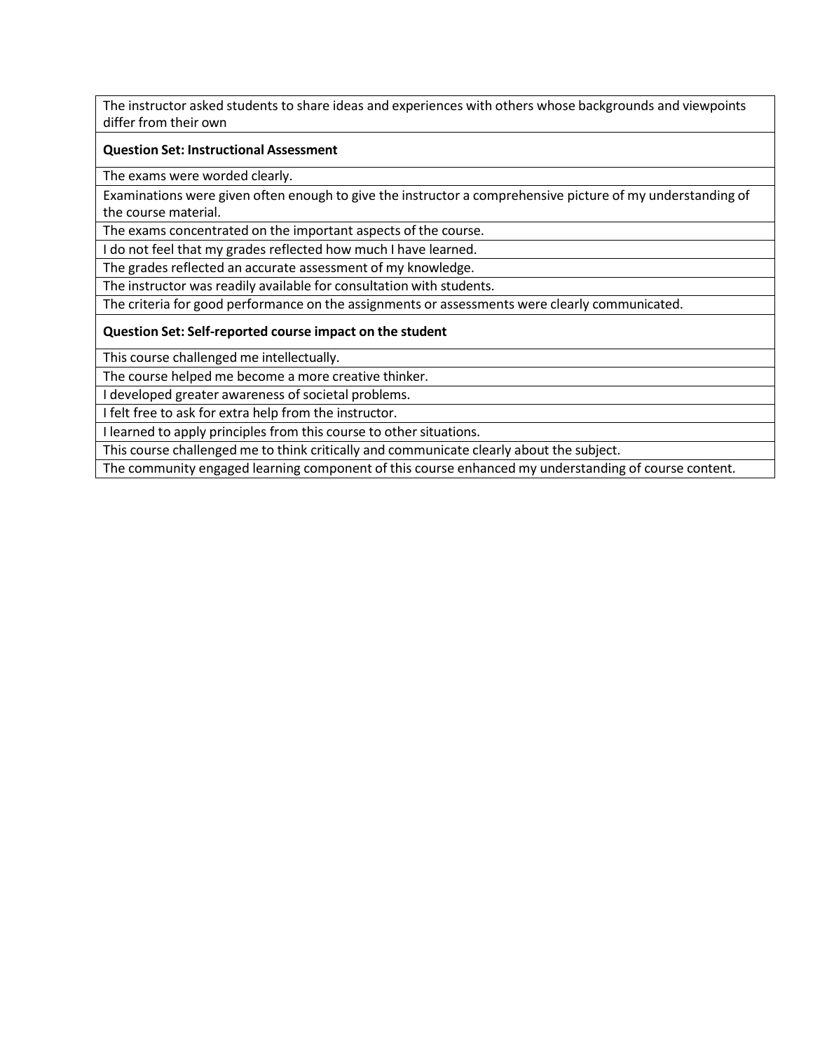| |
|---|
| The instructor asked students to share ideas and experiences with others whose backgrounds and viewpoints differ from their own |
| **Question Set: Instructional Assessment** |
| The exams were worded clearly. |
| Examinations were given often enough to give the instructor a comprehensive picture of my understanding of the course material. |
| The exams concentrated on the important aspects of the course. |
| I do not feel that my grades reflected how much I have learned. |
| The grades reflected an accurate assessment of my knowledge. |
| The instructor was readily available for consultation with students. |
| The criteria for good performance on the assignments or assessments were clearly communicated. |
| **Question Set: Self-reported course impact on the student** |
| This course challenged me intellectually. |
| The course helped me become a more creative thinker. |
| I developed greater awareness of societal problems. |
| I felt free to ask for extra help from the instructor. |
| I learned to apply principles from this course to other situations. |
| This course challenged me to think critically and communicate clearly about the subject. |
| The community engaged learning component of this course enhanced my understanding of course content. |